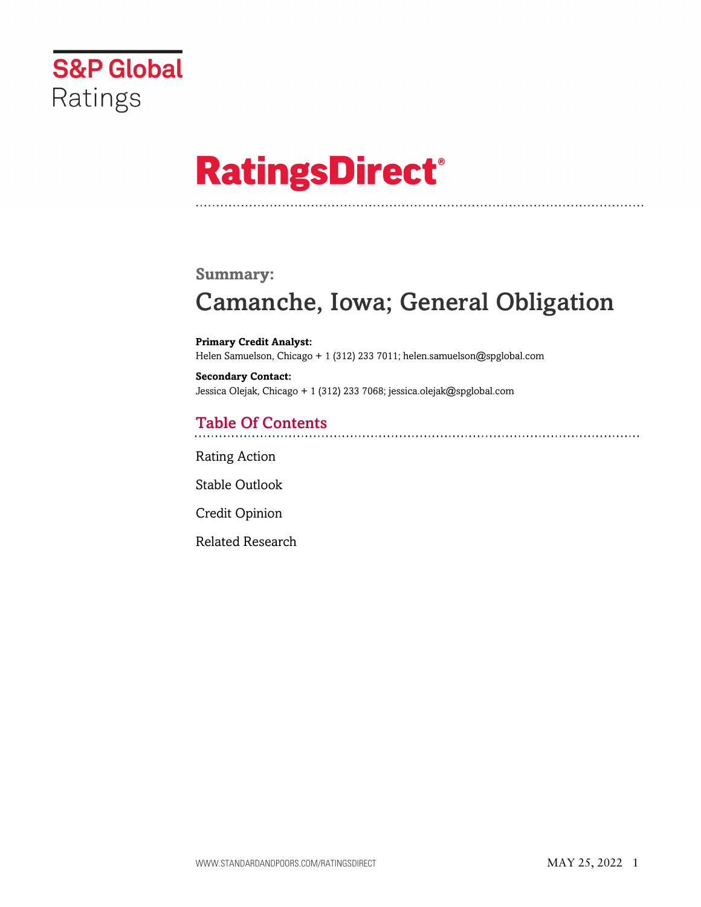S&P Global Ratings

# RatingsDirect®

## Summary:

# Camanche, Iowa; General Obligation

**Primary Credit Analyst:**
Helen Samuelson, Chicago + 1 (312) 233 7011; helen.samuelson@spglobal.com

**Secondary Contact:**
Jessica Olejak, Chicago + 1 (312) 233 7068; jessica.olejak@spglobal.com

## Table Of Contents

Rating Action

Stable Outlook

Credit Opinion

Related Research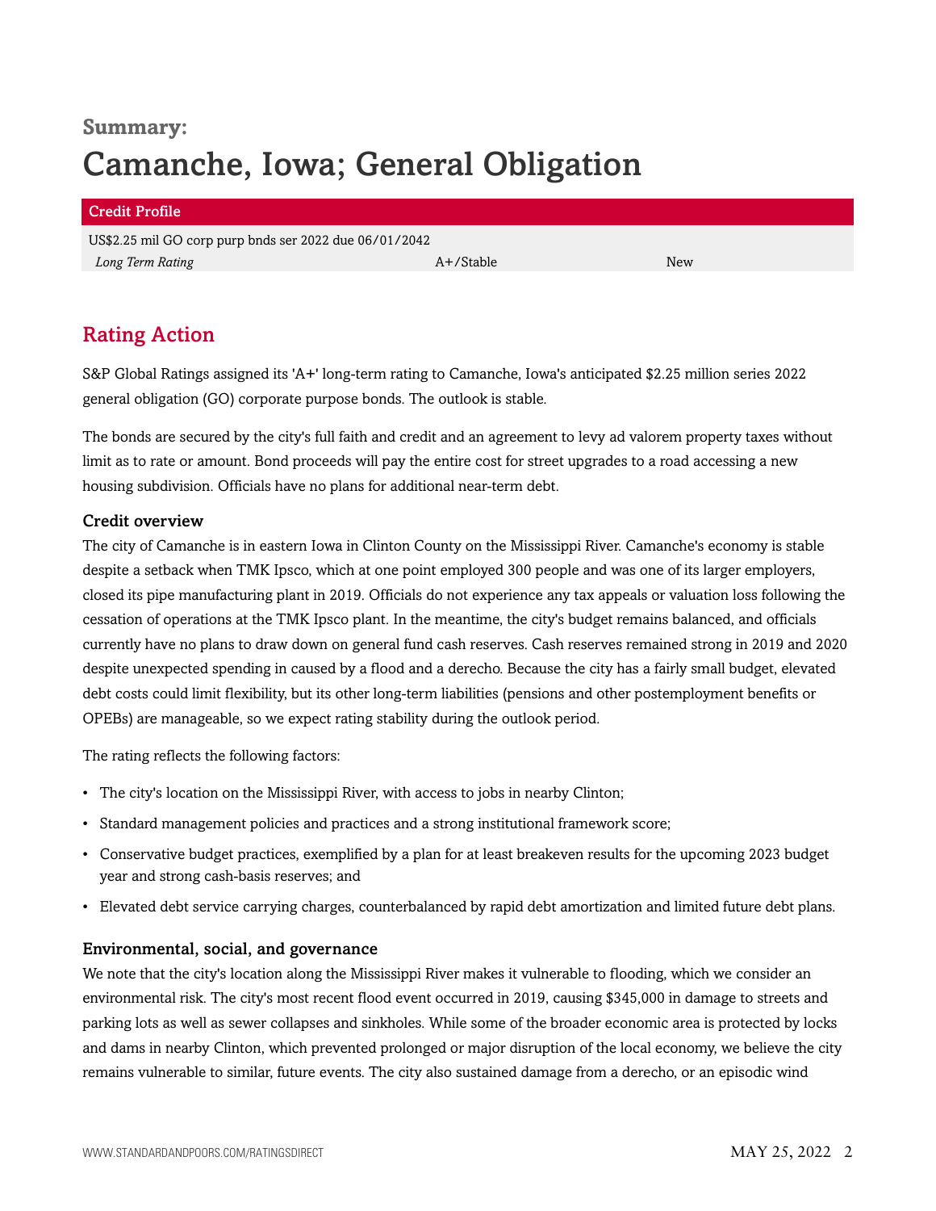## Summary:

# Camanche, Iowa; General Obligation

| Credit Profile | | |
|---|---|---|
| US$2.25 mil GO corp purp bnds ser 2022 due 06/01/2042 | | |
| *Long Term Rating* | A+/Stable | New |

## Rating Action

S&P Global Ratings assigned its 'A+' long-term rating to Camanche, Iowa's anticipated $2.25 million series 2022 general obligation (GO) corporate purpose bonds. The outlook is stable.

The bonds are secured by the city's full faith and credit and an agreement to levy ad valorem property taxes without limit as to rate or amount. Bond proceeds will pay the entire cost for street upgrades to a road accessing a new housing subdivision. Officials have no plans for additional near-term debt.

### Credit overview

The city of Camanche is in eastern Iowa in Clinton County on the Mississippi River. Camanche's economy is stable despite a setback when TMK Ipsco, which at one point employed 300 people and was one of its larger employers, closed its pipe manufacturing plant in 2019. Officials do not experience any tax appeals or valuation loss following the cessation of operations at the TMK Ipsco plant. In the meantime, the city's budget remains balanced, and officials currently have no plans to draw down on general fund cash reserves. Cash reserves remained strong in 2019 and 2020 despite unexpected spending in caused by a flood and a derecho. Because the city has a fairly small budget, elevated debt costs could limit flexibility, but its other long-term liabilities (pensions and other postemployment benefits or OPEBs) are manageable, so we expect rating stability during the outlook period.

The rating reflects the following factors:

- The city's location on the Mississippi River, with access to jobs in nearby Clinton;
- Standard management policies and practices and a strong institutional framework score;
- Conservative budget practices, exemplified by a plan for at least breakeven results for the upcoming 2023 budget year and strong cash-basis reserves; and
- Elevated debt service carrying charges, counterbalanced by rapid debt amortization and limited future debt plans.

### Environmental, social, and governance

We note that the city's location along the Mississippi River makes it vulnerable to flooding, which we consider an environmental risk. The city's most recent flood event occurred in 2019, causing $345,000 in damage to streets and parking lots as well as sewer collapses and sinkholes. While some of the broader economic area is protected by locks and dams in nearby Clinton, which prevented prolonged or major disruption of the local economy, we believe the city remains vulnerable to similar, future events. The city also sustained damage from a derecho, or an episodic wind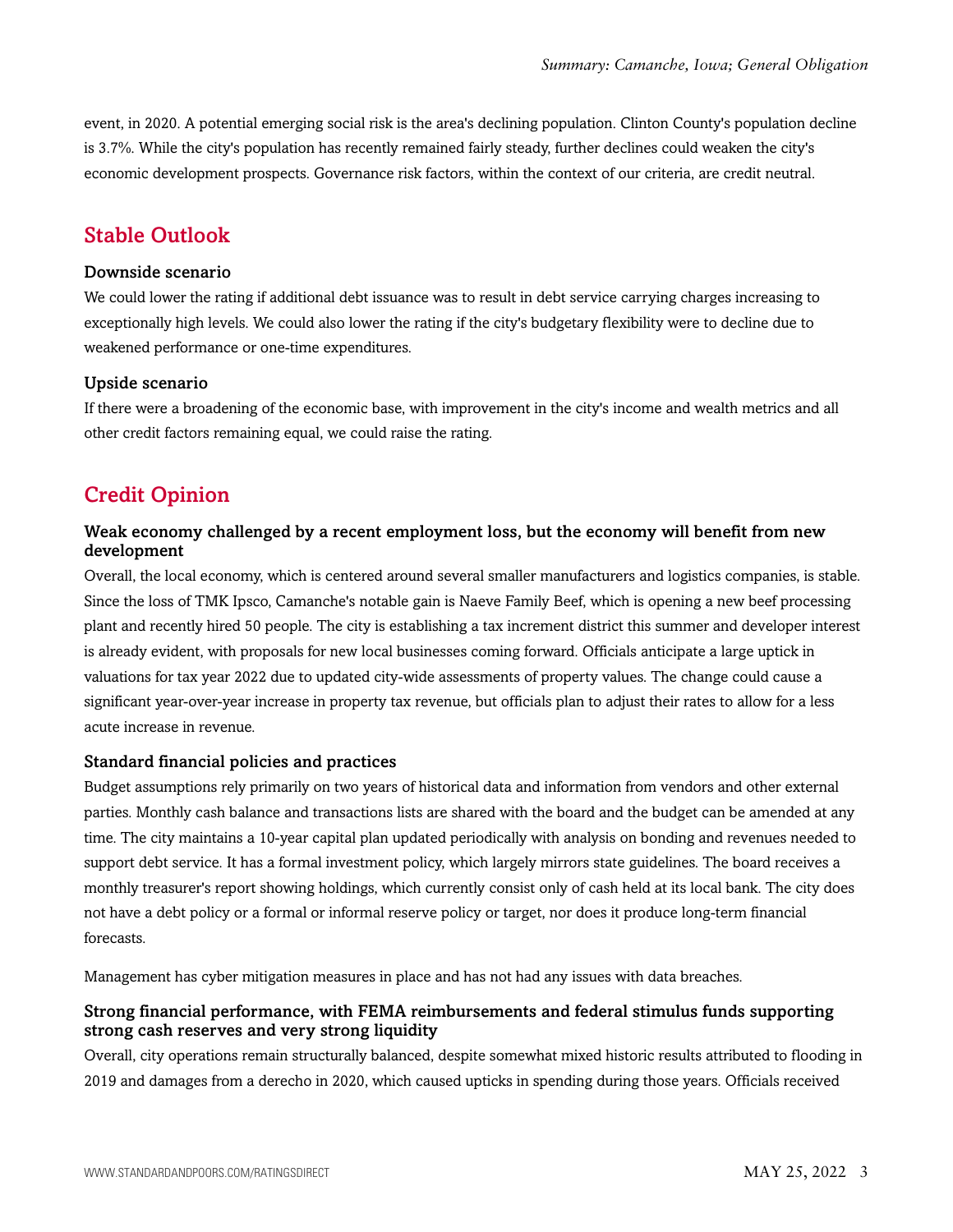event, in 2020. A potential emerging social risk is the area's declining population. Clinton County's population decline is 3.7%. While the city's population has recently remained fairly steady, further declines could weaken the city's economic development prospects. Governance risk factors, within the context of our criteria, are credit neutral.

## Stable Outlook

### Downside scenario

We could lower the rating if additional debt issuance was to result in debt service carrying charges increasing to exceptionally high levels. We could also lower the rating if the city's budgetary flexibility were to decline due to weakened performance or one-time expenditures.

### Upside scenario

If there were a broadening of the economic base, with improvement in the city's income and wealth metrics and all other credit factors remaining equal, we could raise the rating.

## Credit Opinion

### Weak economy challenged by a recent employment loss, but the economy will benefit from new development

Overall, the local economy, which is centered around several smaller manufacturers and logistics companies, is stable. Since the loss of TMK Ipsco, Camanche's notable gain is Naeve Family Beef, which is opening a new beef processing plant and recently hired 50 people. The city is establishing a tax increment district this summer and developer interest is already evident, with proposals for new local businesses coming forward. Officials anticipate a large uptick in valuations for tax year 2022 due to updated city-wide assessments of property values. The change could cause a significant year-over-year increase in property tax revenue, but officials plan to adjust their rates to allow for a less acute increase in revenue.

### Standard financial policies and practices

Budget assumptions rely primarily on two years of historical data and information from vendors and other external parties. Monthly cash balance and transactions lists are shared with the board and the budget can be amended at any time. The city maintains a 10-year capital plan updated periodically with analysis on bonding and revenues needed to support debt service. It has a formal investment policy, which largely mirrors state guidelines. The board receives a monthly treasurer's report showing holdings, which currently consist only of cash held at its local bank. The city does not have a debt policy or a formal or informal reserve policy or target, nor does it produce long-term financial forecasts.

Management has cyber mitigation measures in place and has not had any issues with data breaches.

### Strong financial performance, with FEMA reimbursements and federal stimulus funds supporting strong cash reserves and very strong liquidity

Overall, city operations remain structurally balanced, despite somewhat mixed historic results attributed to flooding in 2019 and damages from a derecho in 2020, which caused upticks in spending during those years. Officials received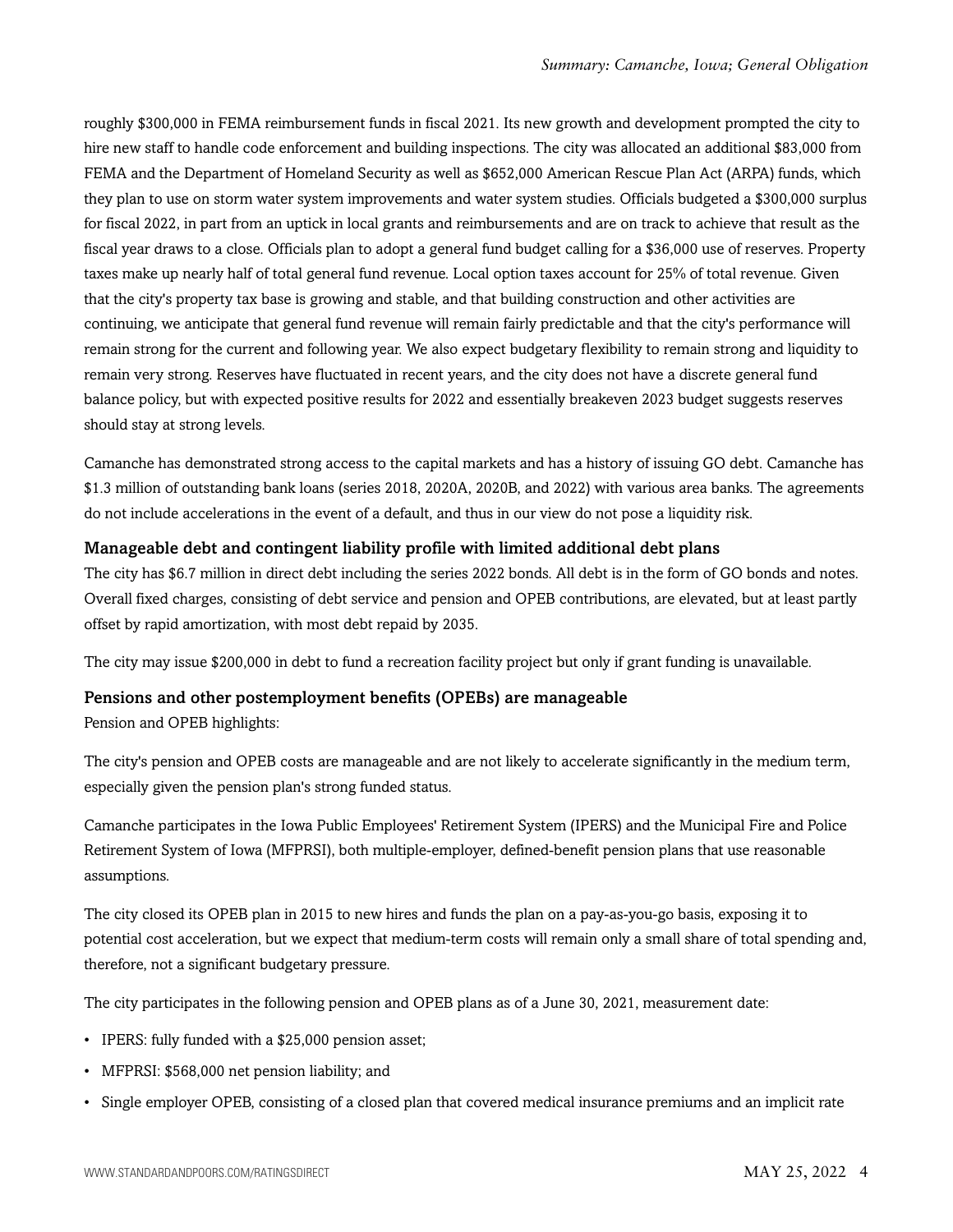roughly $300,000 in FEMA reimbursement funds in fiscal 2021. Its new growth and development prompted the city to hire new staff to handle code enforcement and building inspections. The city was allocated an additional $83,000 from FEMA and the Department of Homeland Security as well as $652,000 American Rescue Plan Act (ARPA) funds, which they plan to use on storm water system improvements and water system studies. Officials budgeted a $300,000 surplus for fiscal 2022, in part from an uptick in local grants and reimbursements and are on track to achieve that result as the fiscal year draws to a close. Officials plan to adopt a general fund budget calling for a $36,000 use of reserves. Property taxes make up nearly half of total general fund revenue. Local option taxes account for 25% of total revenue. Given that the city's property tax base is growing and stable, and that building construction and other activities are continuing, we anticipate that general fund revenue will remain fairly predictable and that the city's performance will remain strong for the current and following year. We also expect budgetary flexibility to remain strong and liquidity to remain very strong. Reserves have fluctuated in recent years, and the city does not have a discrete general fund balance policy, but with expected positive results for 2022 and essentially breakeven 2023 budget suggests reserves should stay at strong levels.

Camanche has demonstrated strong access to the capital markets and has a history of issuing GO debt. Camanche has $1.3 million of outstanding bank loans (series 2018, 2020A, 2020B, and 2022) with various area banks. The agreements do not include accelerations in the event of a default, and thus in our view do not pose a liquidity risk.

### Manageable debt and contingent liability profile with limited additional debt plans

The city has $6.7 million in direct debt including the series 2022 bonds. All debt is in the form of GO bonds and notes. Overall fixed charges, consisting of debt service and pension and OPEB contributions, are elevated, but at least partly offset by rapid amortization, with most debt repaid by 2035.

The city may issue $200,000 in debt to fund a recreation facility project but only if grant funding is unavailable.

### Pensions and other postemployment benefits (OPEBs) are manageable

Pension and OPEB highlights:

The city's pension and OPEB costs are manageable and are not likely to accelerate significantly in the medium term, especially given the pension plan's strong funded status.

Camanche participates in the Iowa Public Employees' Retirement System (IPERS) and the Municipal Fire and Police Retirement System of Iowa (MFPRSI), both multiple-employer, defined-benefit pension plans that use reasonable assumptions.

The city closed its OPEB plan in 2015 to new hires and funds the plan on a pay-as-you-go basis, exposing it to potential cost acceleration, but we expect that medium-term costs will remain only a small share of total spending and, therefore, not a significant budgetary pressure.

The city participates in the following pension and OPEB plans as of a June 30, 2021, measurement date:

- IPERS: fully funded with a $25,000 pension asset;
- MFPRSI: $568,000 net pension liability; and
- Single employer OPEB, consisting of a closed plan that covered medical insurance premiums and an implicit rate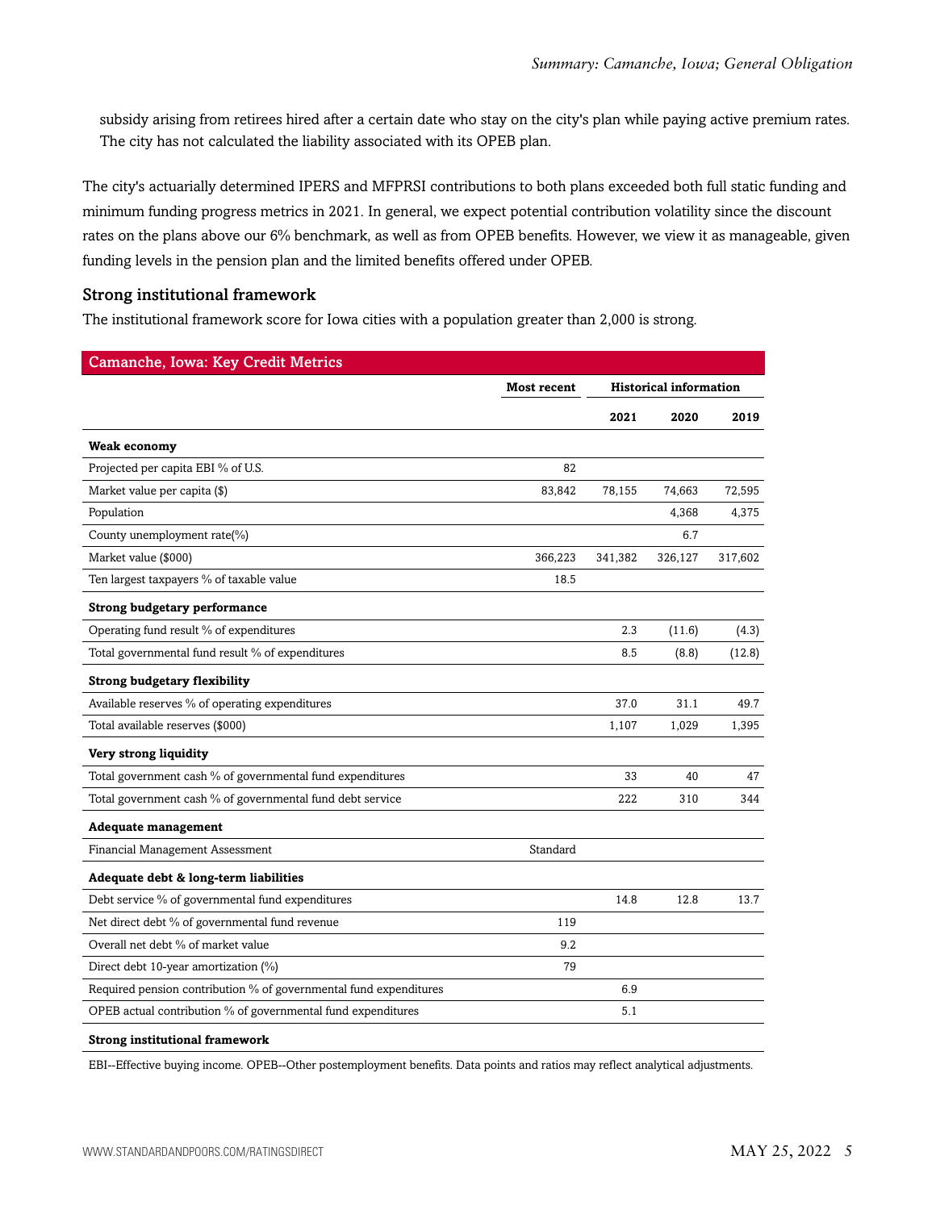subsidy arising from retirees hired after a certain date who stay on the city's plan while paying active premium rates. The city has not calculated the liability associated with its OPEB plan.

The city's actuarially determined IPERS and MFPRSI contributions to both plans exceeded both full static funding and minimum funding progress metrics in 2021. In general, we expect potential contribution volatility since the discount rates on the plans above our 6% benchmark, as well as from OPEB benefits. However, we view it as manageable, given funding levels in the pension plan and the limited benefits offered under OPEB.

### Strong institutional framework

The institutional framework score for Iowa cities with a population greater than 2,000 is strong.

| Camanche, Iowa: Key Credit Metrics | | | | |
|---|---|---|---|---|
| | **Most recent** | **Historical information** | | |
| | | **2021** | **2020** | **2019** |
| **Weak economy** | | | | |
| Projected per capita EBI % of U.S. | 82 | | | |
| Market value per capita ($) | 83,842 | 78,155 | 74,663 | 72,595 |
| Population | | | 4,368 | 4,375 |
| County unemployment rate(%) | | | 6.7 | |
| Market value ($000) | 366,223 | 341,382 | 326,127 | 317,602 |
| Ten largest taxpayers % of taxable value | 18.5 | | | |
| **Strong budgetary performance** | | | | |
| Operating fund result % of expenditures | | 2.3 | (11.6) | (4.3) |
| Total governmental fund result % of expenditures | | 8.5 | (8.8) | (12.8) |
| **Strong budgetary flexibility** | | | | |
| Available reserves % of operating expenditures | | 37.0 | 31.1 | 49.7 |
| Total available reserves ($000) | | 1,107 | 1,029 | 1,395 |
| **Very strong liquidity** | | | | |
| Total government cash % of governmental fund expenditures | | 33 | 40 | 47 |
| Total government cash % of governmental fund debt service | | 222 | 310 | 344 |
| **Adequate management** | | | | |
| Financial Management Assessment | Standard | | | |
| **Adequate debt & long-term liabilities** | | | | |
| Debt service % of governmental fund expenditures | | 14.8 | 12.8 | 13.7 |
| Net direct debt % of governmental fund revenue | 119 | | | |
| Overall net debt % of market value | 9.2 | | | |
| Direct debt 10-year amortization (%) | 79 | | | |
| Required pension contribution % of governmental fund expenditures | | 6.9 | | |
| OPEB actual contribution % of governmental fund expenditures | | 5.1 | | |
| **Strong institutional framework** | | | | |

EBI--Effective buying income. OPEB--Other postemployment benefits. Data points and ratios may reflect analytical adjustments.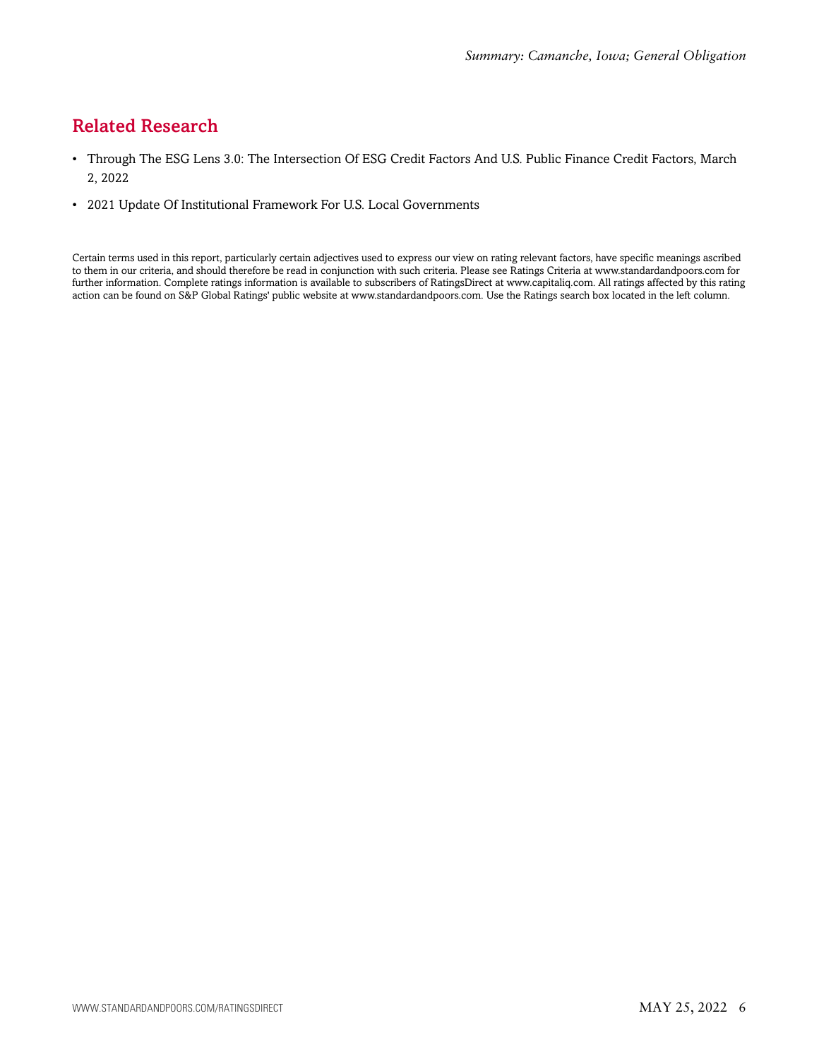## Related Research

- Through The ESG Lens 3.0: The Intersection Of ESG Credit Factors And U.S. Public Finance Credit Factors, March 2, 2022
- 2021 Update Of Institutional Framework For U.S. Local Governments

Certain terms used in this report, particularly certain adjectives used to express our view on rating relevant factors, have specific meanings ascribed to them in our criteria, and should therefore be read in conjunction with such criteria. Please see Ratings Criteria at www.standardandpoors.com for further information. Complete ratings information is available to subscribers of RatingsDirect at www.capitaliq.com. All ratings affected by this rating action can be found on S&P Global Ratings' public website at www.standardandpoors.com. Use the Ratings search box located in the left column.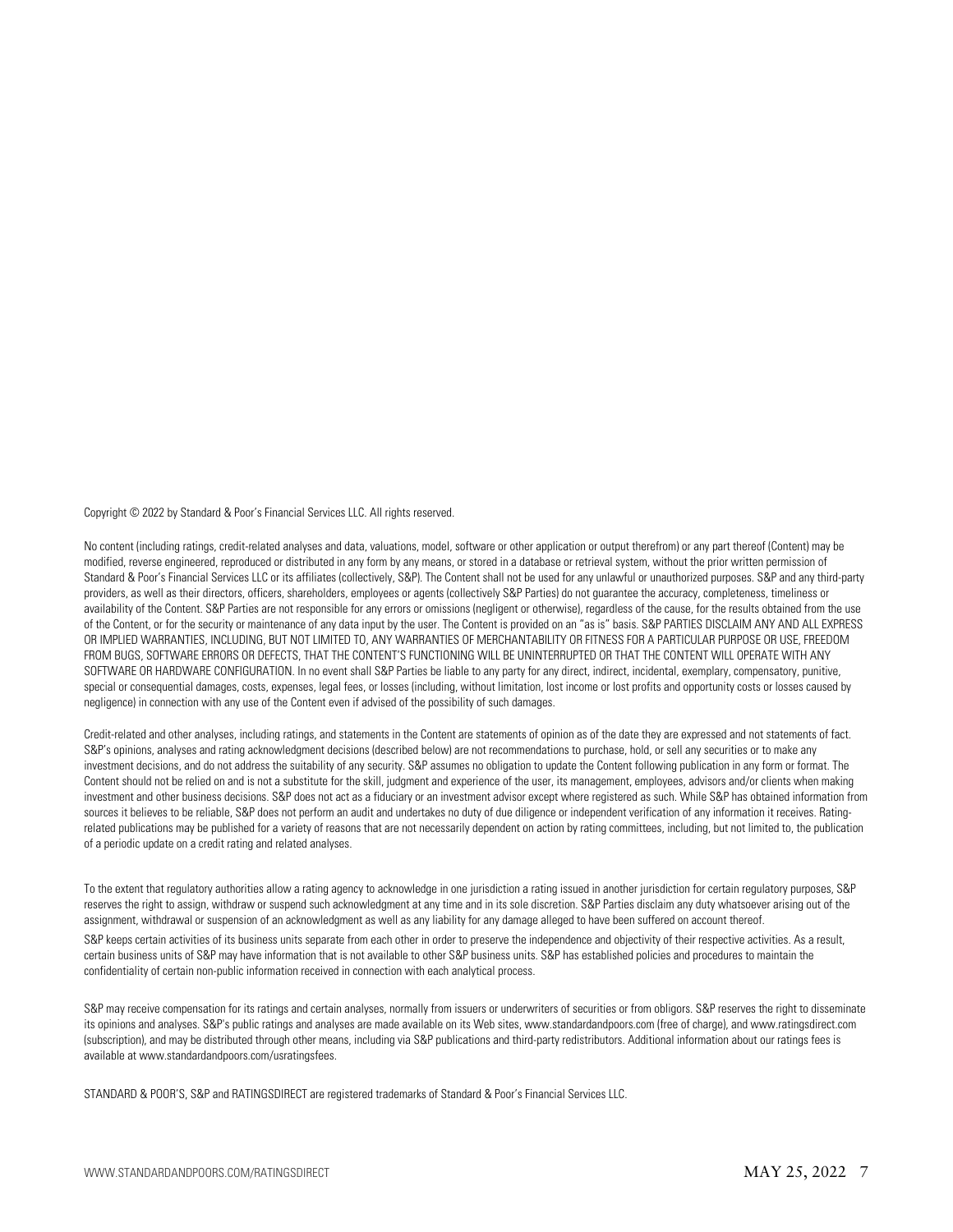Copyright © 2022 by Standard & Poor's Financial Services LLC. All rights reserved.

No content (including ratings, credit-related analyses and data, valuations, model, software or other application or output therefrom) or any part thereof (Content) may be modified, reverse engineered, reproduced or distributed in any form by any means, or stored in a database or retrieval system, without the prior written permission of Standard & Poor's Financial Services LLC or its affiliates (collectively, S&P). The Content shall not be used for any unlawful or unauthorized purposes. S&P and any third-party providers, as well as their directors, officers, shareholders, employees or agents (collectively S&P Parties) do not guarantee the accuracy, completeness, timeliness or availability of the Content. S&P Parties are not responsible for any errors or omissions (negligent or otherwise), regardless of the cause, for the results obtained from the use of the Content, or for the security or maintenance of any data input by the user. The Content is provided on an "as is" basis. S&P PARTIES DISCLAIM ANY AND ALL EXPRESS OR IMPLIED WARRANTIES, INCLUDING, BUT NOT LIMITED TO, ANY WARRANTIES OF MERCHANTABILITY OR FITNESS FOR A PARTICULAR PURPOSE OR USE, FREEDOM FROM BUGS, SOFTWARE ERRORS OR DEFECTS, THAT THE CONTENT'S FUNCTIONING WILL BE UNINTERRUPTED OR THAT THE CONTENT WILL OPERATE WITH ANY SOFTWARE OR HARDWARE CONFIGURATION. In no event shall S&P Parties be liable to any party for any direct, indirect, incidental, exemplary, compensatory, punitive, special or consequential damages, costs, expenses, legal fees, or losses (including, without limitation, lost income or lost profits and opportunity costs or losses caused by negligence) in connection with any use of the Content even if advised of the possibility of such damages.

Credit-related and other analyses, including ratings, and statements in the Content are statements of opinion as of the date they are expressed and not statements of fact. S&P's opinions, analyses and rating acknowledgment decisions (described below) are not recommendations to purchase, hold, or sell any securities or to make any investment decisions, and do not address the suitability of any security. S&P assumes no obligation to update the Content following publication in any form or format. The Content should not be relied on and is not a substitute for the skill, judgment and experience of the user, its management, employees, advisors and/or clients when making investment and other business decisions. S&P does not act as a fiduciary or an investment advisor except where registered as such. While S&P has obtained information from sources it believes to be reliable, S&P does not perform an audit and undertakes no duty of due diligence or independent verification of any information it receives. Rating-related publications may be published for a variety of reasons that are not necessarily dependent on action by rating committees, including, but not limited to, the publication of a periodic update on a credit rating and related analyses.

To the extent that regulatory authorities allow a rating agency to acknowledge in one jurisdiction a rating issued in another jurisdiction for certain regulatory purposes, S&P reserves the right to assign, withdraw or suspend such acknowledgment at any time and in its sole discretion. S&P Parties disclaim any duty whatsoever arising out of the assignment, withdrawal or suspension of an acknowledgment as well as any liability for any damage alleged to have been suffered on account thereof.

S&P keeps certain activities of its business units separate from each other in order to preserve the independence and objectivity of their respective activities. As a result, certain business units of S&P may have information that is not available to other S&P business units. S&P has established policies and procedures to maintain the confidentiality of certain non-public information received in connection with each analytical process.

S&P may receive compensation for its ratings and certain analyses, normally from issuers or underwriters of securities or from obligors. S&P reserves the right to disseminate its opinions and analyses. S&P's public ratings and analyses are made available on its Web sites, www.standardandpoors.com (free of charge), and www.ratingsdirect.com (subscription), and may be distributed through other means, including via S&P publications and third-party redistributors. Additional information about our ratings fees is available at www.standardandpoors.com/usratingsfees.

STANDARD & POOR'S, S&P and RATINGSDIRECT are registered trademarks of Standard & Poor's Financial Services LLC.